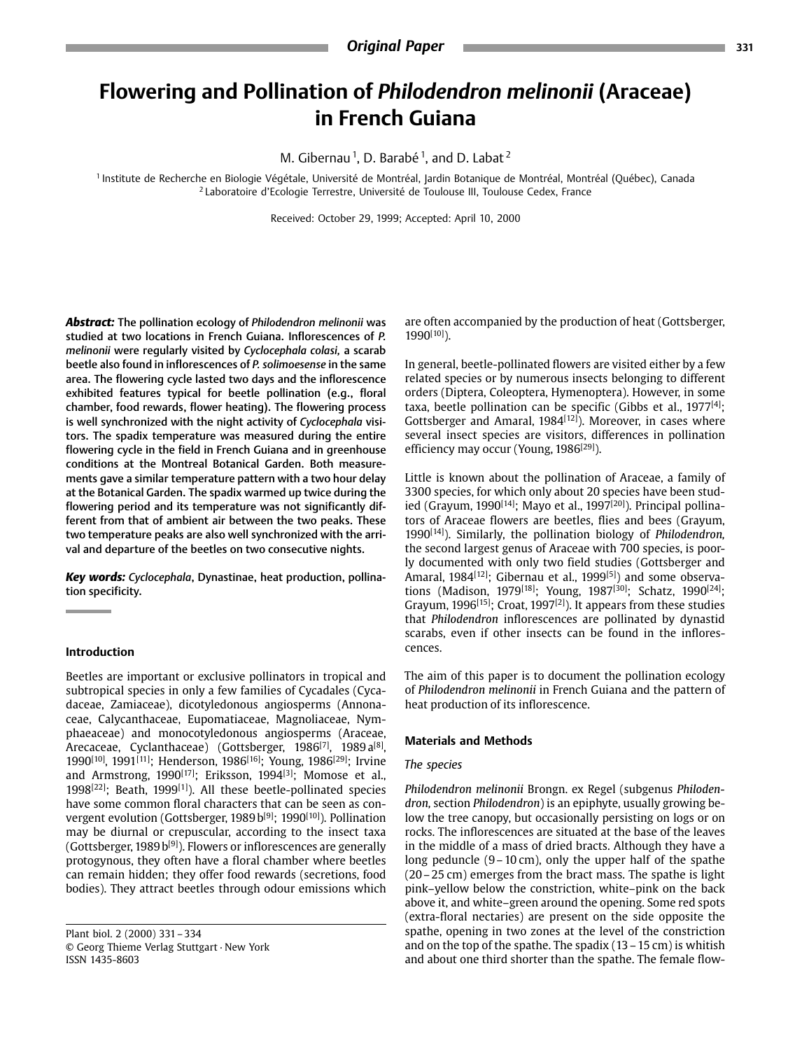# Flowering and Pollination of *Philodendron melinonii* (Araceae) in French Guiana

M. Gibernau [1], D. Barabé [1], and D. Labat [2]

[1] Institute de Recherche en Biologie Végétale, Université de Montréal, Jardin Botanique de Montréal, Montréal (Québec), Canada
[2] Laboratoire d'Ecologie Terrestre, Université de Toulouse III, Toulouse Cedex, France

Received: October 29, 1999; Accepted: April 10, 2000

***Abstract:*** **The pollination ecology of *Philodendron melinonii* was studied at two locations in French Guiana. Inflorescences of *P. melinonii* were regularly visited by *Cyclocephala colasi,* a scarab beetle also found in inflorescences of *P. solimoesense* in the same area. The flowering cycle lasted two days and the inflorescence exhibited features typical for beetle pollination (e.g., floral chamber, food rewards, flower heating). The flowering process is well synchronized with the night activity of *Cyclocephala* visitors. The spadix temperature was measured during the entire flowering cycle in the field in French Guiana and in greenhouse conditions at the Montreal Botanical Garden. Both measurements gave a similar temperature pattern with a two hour delay at the Botanical Garden. The spadix warmed up twice during the flowering period and its temperature was not significantly different from that of ambient air between the two peaks. These two temperature peaks are also well synchronized with the arrival and departure of the beetles on two consecutive nights.**

***Key words:*** ***Cyclocephala*, Dynastinae, heat production, pollination specificity.**

## Introduction

Beetles are important or exclusive pollinators in tropical and subtropical species in only a few families of Cycadales (Cycadaceae, Zamiaceae), dicotyledonous angiosperms (Annonaceae, Calycanthaceae, Eupomatiaceae, Magnoliaceae, Nymphaeaceae) and monocotyledonous angiosperms (Araceae, Arecaceae, Cyclanthaceae) (Gottsberger, 1986[7], 1989 a[8], 1990[10], 1991[11]; Henderson, 1986[16]; Young, 1986[29]; Irvine and Armstrong, 1990[17]; Eriksson, 1994[3]; Momose et al., 1998[22]; Beath, 1999[1]). All these beetle-pollinated species have some common floral characters that can be seen as convergent evolution (Gottsberger, 1989 b[9]; 1990[10]). Pollination may be diurnal or crepuscular, according to the insect taxa (Gottsberger, 1989 b[9]). Flowers or inflorescences are generally protogynous, they often have a floral chamber where beetles can remain hidden; they offer food rewards (secretions, food bodies). They attract beetles through odour emissions which are often accompanied by the production of heat (Gottsberger, 1990[10]).

In general, beetle-pollinated flowers are visited either by a few related species or by numerous insects belonging to different orders (Diptera, Coleoptera, Hymenoptera). However, in some taxa, beetle pollination can be specific (Gibbs et al., 1977[4]; Gottsberger and Amaral, 1984[12]). Moreover, in cases where several insect species are visitors, differences in pollination efficiency may occur (Young, 1986[29]).

Little is known about the pollination of Araceae, a family of 3300 species, for which only about 20 species have been studied (Grayum, 1990[14]; Mayo et al., 1997[20]). Principal pollinators of Araceae flowers are beetles, flies and bees (Grayum, 1990[14]). Similarly, the pollination biology of *Philodendron,* the second largest genus of Araceae with 700 species, is poorly documented with only two field studies (Gottsberger and Amaral, 1984[12]; Gibernau et al., 1999[5]) and some observations (Madison, 1979[18]; Young, 1987[30]; Schatz, 1990[24]; Grayum, 1996[15]; Croat, 1997[2]). It appears from these studies that *Philodendron* inflorescences are pollinated by dynastid scarabs, even if other insects can be found in the inflorescences.

The aim of this paper is to document the pollination ecology of *Philodendron melinonii* in French Guiana and the pattern of heat production of its inflorescence.

## Materials and Methods

### *The species*

*Philodendron melinonii* Brongn. ex Regel (subgenus *Philodendron,* section *Philodendron*) is an epiphyte, usually growing below the tree canopy, but occasionally persisting on logs or on rocks. The inflorescences are situated at the base of the leaves in the middle of a mass of dried bracts. Although they have a long peduncle (9 – 10 cm), only the upper half of the spathe (20 – 25 cm) emerges from the bract mass. The spathe is light pink–yellow below the constriction, white–pink on the back above it, and white–green around the opening. Some red spots (extra-floral nectaries) are present on the side opposite the spathe, opening in two zones at the level of the constriction and on the top of the spathe. The spadix (13 – 15 cm) is whitish and about one third shorter than the spathe. The female flow-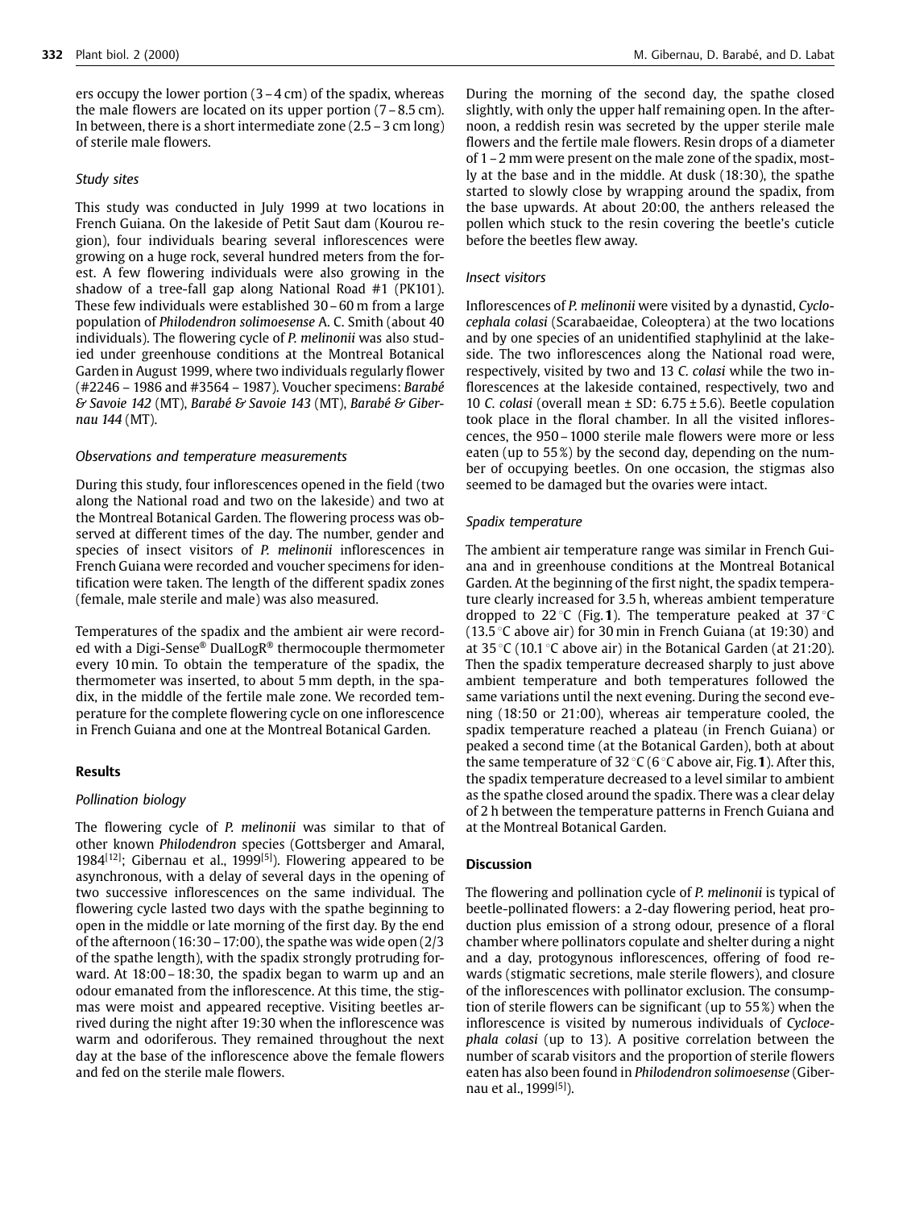ers occupy the lower portion (3 – 4 cm) of the spadix, whereas the male flowers are located on its upper portion (7 – 8.5 cm). In between, there is a short intermediate zone (2.5 – 3 cm long) of sterile male flowers.

### Study sites

This study was conducted in July 1999 at two locations in French Guiana. On the lakeside of Petit Saut dam (Kourou region), four individuals bearing several inflorescences were growing on a huge rock, several hundred meters from the forest. A few flowering individuals were also growing in the shadow of a tree-fall gap along National Road #1 (PK101). These few individuals were established 30 – 60 m from a large population of *Philodendron solimoesense* A. C. Smith (about 40 individuals). The flowering cycle of *P. melinonii* was also studied under greenhouse conditions at the Montreal Botanical Garden in August 1999, where two individuals regularly flower (#2246 – 1986 and #3564 – 1987). Voucher specimens: *Barabé & Savoie 142* (MT), *Barabé & Savoie 143* (MT), *Barabé & Gibernau 144* (MT).

### Observations and temperature measurements

During this study, four inflorescences opened in the field (two along the National road and two on the lakeside) and two at the Montreal Botanical Garden. The flowering process was observed at different times of the day. The number, gender and species of insect visitors of *P. melinonii* inflorescences in French Guiana were recorded and voucher specimens for identification were taken. The length of the different spadix zones (female, male sterile and male) was also measured.

Temperatures of the spadix and the ambient air were recorded with a Digi-Sense® DualLogR® thermocouple thermometer every 10 min. To obtain the temperature of the spadix, the thermometer was inserted, to about 5 mm depth, in the spadix, in the middle of the fertile male zone. We recorded temperature for the complete flowering cycle on one inflorescence in French Guiana and one at the Montreal Botanical Garden.

## Results

### Pollination biology

The flowering cycle of *P. melinonii* was similar to that of other known *Philodendron* species (Gottsberger and Amaral, 1984[12]; Gibernau et al., 1999[5]). Flowering appeared to be asynchronous, with a delay of several days in the opening of two successive inflorescences on the same individual. The flowering cycle lasted two days with the spathe beginning to open in the middle or late morning of the first day. By the end of the afternoon (16:30 – 17:00), the spathe was wide open (2/3 of the spathe length), with the spadix strongly protruding forward. At 18:00 – 18:30, the spadix began to warm up and an odour emanated from the inflorescence. At this time, the stigmas were moist and appeared receptive. Visiting beetles arrived during the night after 19:30 when the inflorescence was warm and odoriferous. They remained throughout the next day at the base of the inflorescence above the female flowers and fed on the sterile male flowers.

During the morning of the second day, the spathe closed slightly, with only the upper half remaining open. In the afternoon, a reddish resin was secreted by the upper sterile male flowers and the fertile male flowers. Resin drops of a diameter of 1 – 2 mm were present on the male zone of the spadix, mostly at the base and in the middle. At dusk (18:30), the spathe started to slowly close by wrapping around the spadix, from the base upwards. At about 20:00, the anthers released the pollen which stuck to the resin covering the beetle's cuticle before the beetles flew away.

### Insect visitors

Inflorescences of *P. melinonii* were visited by a dynastid, *Cyclocephala colasi* (Scarabaeidae, Coleoptera) at the two locations and by one species of an unidentified staphylinid at the lakeside. The two inflorescences along the National road were, respectively, visited by two and 13 *C. colasi* while the two inflorescences at the lakeside contained, respectively, two and 10 *C. colasi* (overall mean ± SD: 6.75 ± 5.6). Beetle copulation took place in the floral chamber. In all the visited inflorescences, the 950 – 1000 sterile male flowers were more or less eaten (up to 55 %) by the second day, depending on the number of occupying beetles. On one occasion, the stigmas also seemed to be damaged but the ovaries were intact.

### Spadix temperature

The ambient air temperature range was similar in French Guiana and in greenhouse conditions at the Montreal Botanical Garden. At the beginning of the first night, the spadix temperature clearly increased for 3.5 h, whereas ambient temperature dropped to 22 °C (Fig. **1**). The temperature peaked at 37 °C (13.5 °C above air) for 30 min in French Guiana (at 19:30) and at 35 °C (10.1 °C above air) in the Botanical Garden (at 21:20). Then the spadix temperature decreased sharply to just above ambient temperature and both temperatures followed the same variations until the next evening. During the second evening (18:50 or 21:00), whereas air temperature cooled, the spadix temperature reached a plateau (in French Guiana) or peaked a second time (at the Botanical Garden), both at about the same temperature of 32 °C (6 °C above air, Fig. **1**). After this, the spadix temperature decreased to a level similar to ambient as the spathe closed around the spadix. There was a clear delay of 2 h between the temperature patterns in French Guiana and at the Montreal Botanical Garden.

## Discussion

The flowering and pollination cycle of *P. melinonii* is typical of beetle-pollinated flowers: a 2-day flowering period, heat production plus emission of a strong odour, presence of a floral chamber where pollinators copulate and shelter during a night and a day, protogynous inflorescences, offering of food rewards (stigmatic secretions, male sterile flowers), and closure of the inflorescences with pollinator exclusion. The consumption of sterile flowers can be significant (up to 55 %) when the inflorescence is visited by numerous individuals of *Cyclocephala colasi* (up to 13). A positive correlation between the number of scarab visitors and the proportion of sterile flowers eaten has also been found in *Philodendron solimoesense* (Gibernau et al., 1999[5]).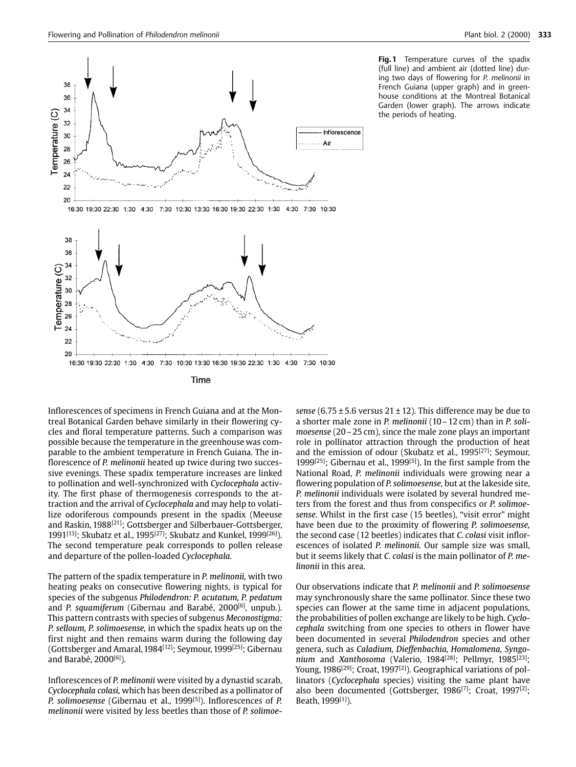**Fig. 1** Temperature curves of the spadix (full line) and ambient air (dotted line) during two days of flowering for *P. melinonii* in French Guiana (upper graph) and in greenhouse conditions at the Montreal Botanical Garden (lower graph). The arrows indicate the periods of heating.

Inflorescences of specimens in French Guiana and at the Montreal Botanical Garden behave similarly in their flowering cycles and floral temperature patterns. Such a comparison was possible because the temperature in the greenhouse was comparable to the ambient temperature in French Guiana. The inflorescence of *P. melinonii* heated up twice during two successive evenings. These spadix temperature increases are linked to pollination and well-synchronized with *Cyclocephala* activity. The first phase of thermogenesis corresponds to the attraction and the arrival of *Cyclocephala* and may help to volatilize odoriferous compounds present in the spadix (Meeuse and Raskin, 1988[21]; Gottsberger and Silberbauer-Gottsberger, 1991[13]; Skubatz et al., 1995[27]; Skubatz and Kunkel, 1999[26]). The second temperature peak corresponds to pollen release and departure of the pollen-loaded *Cyclocephala*.

The pattern of the spadix temperature in *P. melinonii*, with two heating peaks on consecutive flowering nights, is typical for species of the subgenus *Philodendron: P. acutatum, P. pedatum* and *P. squamiferum* (Gibernau and Barabé, 2000[6], unpub.). This pattern contrasts with species of subgenus *Meconostigma: P. selloum, P. solimoesense*, in which the spadix heats up on the first night and then remains warm during the following day (Gottsberger and Amaral, 1984[12]; Seymour, 1999[25]; Gibernau and Barabé, 2000[6]).

Inflorescences of *P. melinonii* were visited by a dynastid scarab, *Cyclocephala colasi*, which has been described as a pollinator of *P. solimoesense* (Gibernau et al., 1999[5]). Inflorescences of *P. melinonii* were visited by less beetles than those of *P. solimoesense* ($6.75 \pm 5.6$ versus $21 \pm 12$). This difference may be due to a shorter male zone in *P. melinonii* (10 – 12 cm) than in *P. solimoesense* (20 – 25 cm), since the male zone plays an important role in pollinator attraction through the production of heat and the emission of odour (Skubatz et al., 1995[27]; Seymour, 1999[25]; Gibernau et al., 1999[5]). In the first sample from the National Road, *P. melinonii* individuals were growing near a flowering population of *P. solimoesense*, but at the lakeside site, *P. melinonii* individuals were isolated by several hundred meters from the forest and thus from conspecifics or *P. solimoesense*. Whilst in the first case (15 beetles), "visit error" might have been due to the proximity of flowering *P. solimoesense*, the second case (12 beetles) indicates that *C. colasi* visit inflorescences of isolated *P. melinonii*. Our sample size was small, but it seems likely that *C. colasi* is the main pollinator of *P. melinonii* in this area.

Our observations indicate that *P. melinonii* and *P. solimoesense* may synchronously share the same pollinator. Since these two species can flower at the same time in adjacent populations, the probabilities of pollen exchange are likely to be high. *Cyclocephala* switching from one species to others in flower have been documented in several *Philodendron* species and other genera, such as *Caladium, Dieffenbachia, Homalomena, Syngonium* and *Xanthosoma* (Valerio, 1984[28]; Pellmyr, 1985[23]; Young, 1986[29]; Croat, 1997[2]). Geographical variations of pollinators (*Cyclocephala* species) visiting the same plant have also been documented (Gottsberger, 1986[7]; Croat, 1997[2]; Beath, 1999[1]).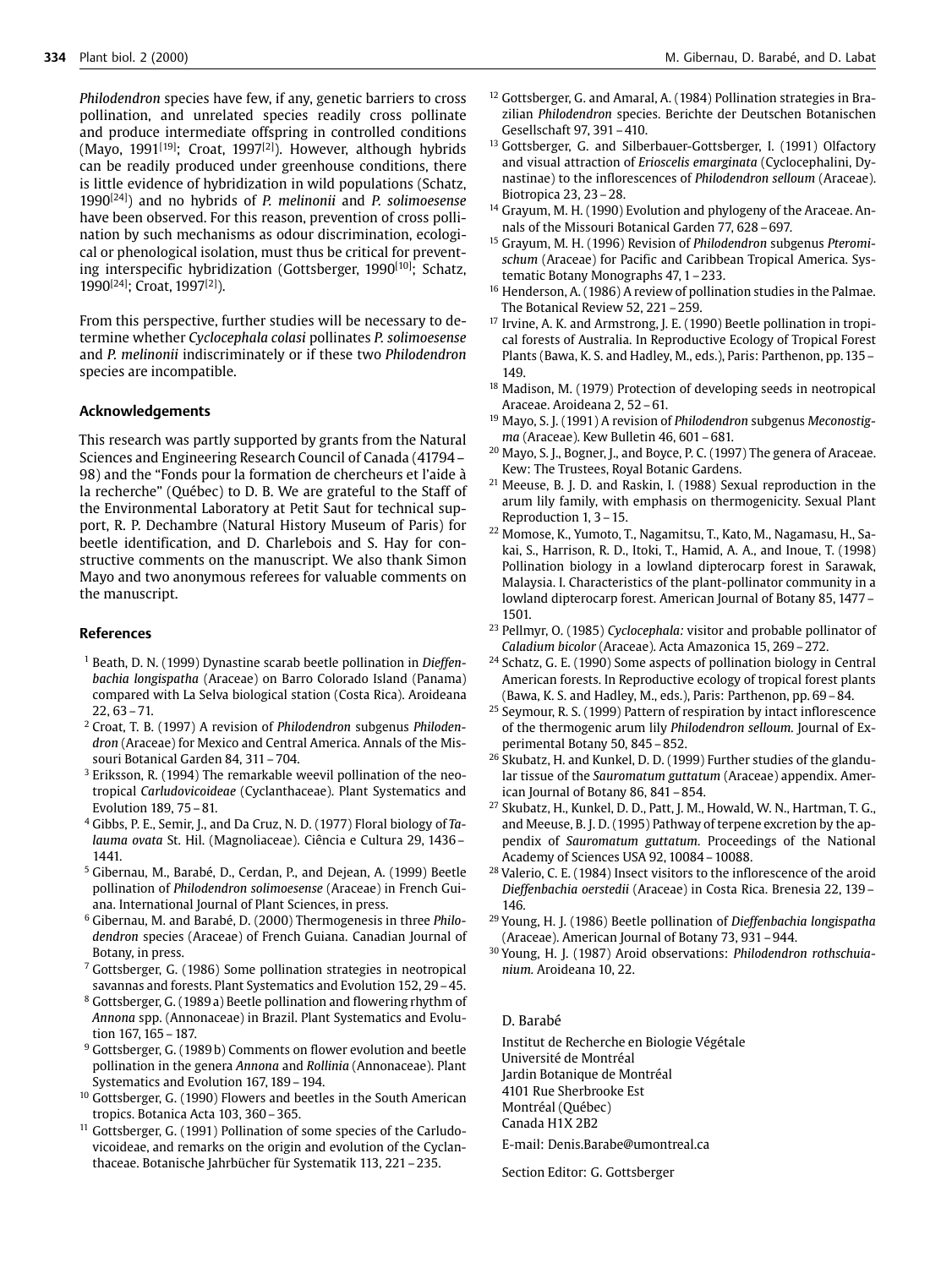*Philodendron* species have few, if any, genetic barriers to cross pollination, and unrelated species readily cross pollinate and produce intermediate offspring in controlled conditions (Mayo, 1991[19]; Croat, 1997[2]). However, although hybrids can be readily produced under greenhouse conditions, there is little evidence of hybridization in wild populations (Schatz, 1990[24]) and no hybrids of *P. melinonii* and *P. solimoesense* have been observed. For this reason, prevention of cross pollination by such mechanisms as odour discrimination, ecological or phenological isolation, must thus be critical for preventing interspecific hybridization (Gottsberger, 1990[10]; Schatz, 1990[24]; Croat, 1997[2]).

From this perspective, further studies will be necessary to determine whether *Cyclocephala colasi* pollinates *P. solimoesense* and *P. melinonii* indiscriminately or if these two *Philodendron* species are incompatible.

### Acknowledgements

This research was partly supported by grants from the Natural Sciences and Engineering Research Council of Canada (41794–98) and the "Fonds pour la formation de chercheurs et l'aide à la recherche" (Québec) to D. B. We are grateful to the Staff of the Environmental Laboratory at Petit Saut for technical support, R. P. Dechambre (Natural History Museum of Paris) for beetle identification, and D. Charlebois and S. Hay for constructive comments on the manuscript. We also thank Simon Mayo and two anonymous referees for valuable comments on the manuscript.

### References

1. Beath, D. N. (1999) Dynastine scarab beetle pollination in *Dieffenbachia longispatha* (Araceae) on Barro Colorado Island (Panama) compared with La Selva biological station (Costa Rica). Aroideana 22, 63–71.
2. Croat, T. B. (1997) A revision of *Philodendron* subgenus *Philodendron* (Araceae) for Mexico and Central America. Annals of the Missouri Botanical Garden 84, 311–704.
3. Eriksson, R. (1994) The remarkable weevil pollination of the neotropical *Carludovicoideae* (Cyclanthaceae). Plant Systematics and Evolution 189, 75–81.
4. Gibbs, P. E., Semir, J., and Da Cruz, N. D. (1977) Floral biology of *Talauma ovata* St. Hil. (Magnoliaceae). Ciência e Cultura 29, 1436–1441.
5. Gibernau, M., Barabé, D., Cerdan, P., and Dejean, A. (1999) Beetle pollination of *Philodendron solimoesense* (Araceae) in French Guiana. International Journal of Plant Sciences, in press.
6. Gibernau, M. and Barabé, D. (2000) Thermogenesis in three *Philodendron* species (Araceae) of French Guiana. Canadian Journal of Botany, in press.
7. Gottsberger, G. (1986) Some pollination strategies in neotropical savannas and forests. Plant Systematics and Evolution 152, 29–45.
8. Gottsberger, G. (1989a) Beetle pollination and flowering rhythm of *Annona* spp. (Annonaceae) in Brazil. Plant Systematics and Evolution 167, 165–187.
9. Gottsberger, G. (1989b) Comments on flower evolution and beetle pollination in the genera *Annona* and *Rollinia* (Annonaceae). Plant Systematics and Evolution 167, 189–194.
10. Gottsberger, G. (1990) Flowers and beetles in the South American tropics. Botanica Acta 103, 360–365.
11. Gottsberger, G. (1991) Pollination of some species of the Carludovicoideae, and remarks on the origin and evolution of the Cyclanthaceae. Botanische Jahrbücher für Systematik 113, 221–235.
12. Gottsberger, G. and Amaral, A. (1984) Pollination strategies in Brazilian *Philodendron* species. Berichte der Deutschen Botanischen Gesellschaft 97, 391–410.
13. Gottsberger, G. and Silberbauer-Gottsberger, I. (1991) Olfactory and visual attraction of *Erioscelis emarginata* (Cyclocephalini, Dynastinae) to the inflorescences of *Philodendron selloum* (Araceae). Biotropica 23, 23–28.
14. Grayum, M. H. (1990) Evolution and phylogeny of the Araceae. Annals of the Missouri Botanical Garden 77, 628–697.
15. Grayum, M. H. (1996) Revision of *Philodendron* subgenus *Pteromischum* (Araceae) for Pacific and Caribbean Tropical America. Systematic Botany Monographs 47, 1–233.
16. Henderson, A. (1986) A review of pollination studies in the Palmae. The Botanical Review 52, 221–259.
17. Irvine, A. K. and Armstrong, J. E. (1990) Beetle pollination in tropical forests of Australia. In Reproductive Ecology of Tropical Forest Plants (Bawa, K. S. and Hadley, M., eds.), Paris: Parthenon, pp. 135–149.
18. Madison, M. (1979) Protection of developing seeds in neotropical Araceae. Aroideana 2, 52–61.
19. Mayo, S. J. (1991) A revision of *Philodendron* subgenus *Meconostigma* (Araceae). Kew Bulletin 46, 601–681.
20. Mayo, S. J., Bogner, J., and Boyce, P. C. (1997) The genera of Araceae. Kew: The Trustees, Royal Botanic Gardens.
21. Meeuse, B. J. D. and Raskin, I. (1988) Sexual reproduction in the arum lily family, with emphasis on thermogenicity. Sexual Plant Reproduction 1, 3–15.
22. Momose, K., Yumoto, T., Nagamitsu, T., Kato, M., Nagamasu, H., Sakai, S., Harrison, R. D., Itoki, T., Hamid, A. A., and Inoue, T. (1998) Pollination biology in a lowland dipterocarp forest in Sarawak, Malaysia. I. Characteristics of the plant-pollinator community in a lowland dipterocarp forest. American Journal of Botany 85, 1477–1501.
23. Pellmyr, O. (1985) *Cyclocephala:* visitor and probable pollinator of *Caladium bicolor* (Araceae). Acta Amazonica 15, 269–272.
24. Schatz, G. E. (1990) Some aspects of pollination biology in Central American forests. In Reproductive ecology of tropical forest plants (Bawa, K. S. and Hadley, M., eds.), Paris: Parthenon, pp. 69–84.
25. Seymour, R. S. (1999) Pattern of respiration by intact inflorescence of the thermogenic arum lily *Philodendron selloum*. Journal of Experimental Botany 50, 845–852.
26. Skubatz, H. and Kunkel, D. D. (1999) Further studies of the glandular tissue of the *Sauromatum guttatum* (Araceae) appendix. American Journal of Botany 86, 841–854.
27. Skubatz, H., Kunkel, D. D., Patt, J. M., Howald, W. N., Hartman, T. G., and Meeuse, B. J. D. (1995) Pathway of terpene excretion by the appendix of *Sauromatum guttatum*. Proceedings of the National Academy of Sciences USA 92, 10084–10088.
28. Valerio, C. E. (1984) Insect visitors to the inflorescence of the aroid *Dieffenbachia oerstedii* (Araceae) in Costa Rica. Brenesia 22, 139–146.
29. Young, H. J. (1986) Beetle pollination of *Dieffenbachia longispatha* (Araceae). American Journal of Botany 73, 931–944.
30. Young, H. J. (1987) Aroid observations: *Philodendron rothschuianium.* Aroideana 10, 22.

D. Barabé

Institut de Recherche en Biologie Végétale
Université de Montréal
Jardin Botanique de Montréal
4101 Rue Sherbrooke Est
Montréal (Québec)
Canada H1X 2B2

E-mail: Denis.Barabe@umontreal.ca

Section Editor: G. Gottsberger